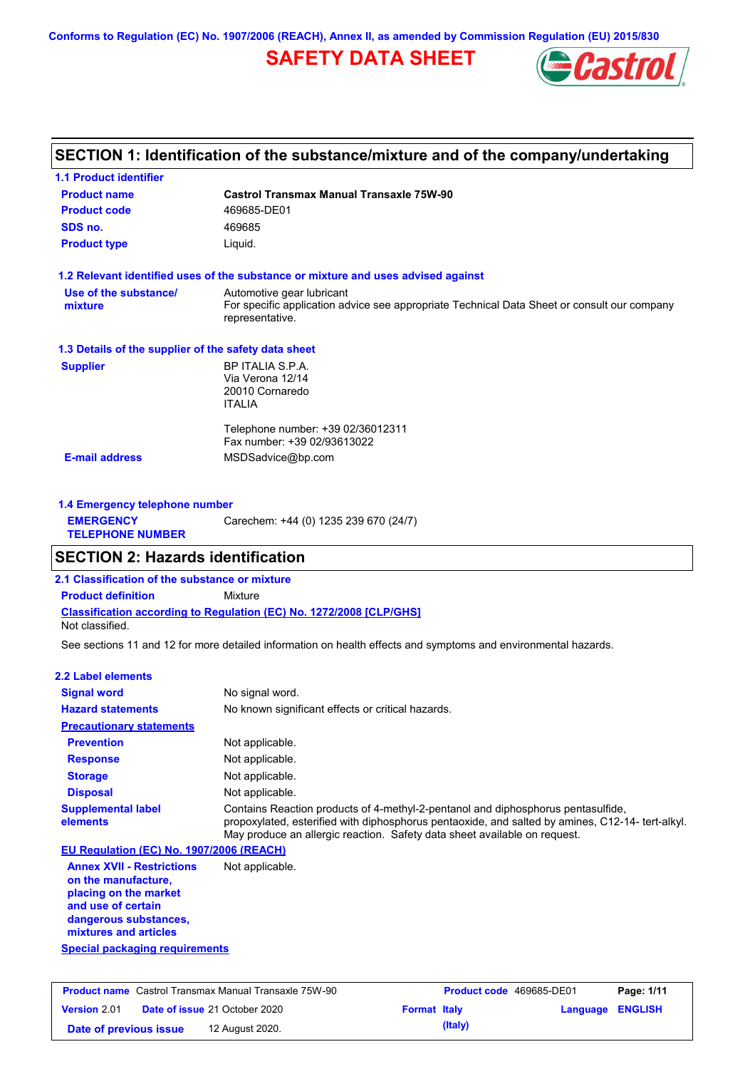Conforms to Regulation (EC) No. 1907/2006 (REACH), Annex II, as amended by Commission Regulation (EU) 2015/830

# SAFETY DATA SHEET

## SECTION 1: Identification of the substance/mixture and of the company/undertaking

### 1.1 Product identifier

**Product name** — **Castrol Transmax Manual Transaxle 75W-90**

**Product code** — 469685-DE01

**SDS no.** — 469685

**Product type** — Liquid.

### 1.2 Relevant identified uses of the substance or mixture and uses advised against

**Use of the substance/ mixture** — Automotive gear lubricant
For specific application advice see appropriate Technical Data Sheet or consult our company representative.

### 1.3 Details of the supplier of the safety data sheet

**Supplier** — BP ITALIA S.P.A.
Via Verona 12/14
20010 Cornaredo
ITALIA

Telephone number: +39 02/36012311
Fax number: +39 02/93613022

**E-mail address** — MSDSadvice@bp.com

### 1.4 Emergency telephone number

**EMERGENCY TELEPHONE NUMBER** — Carechem: +44 (0) 1235 239 670 (24/7)

## SECTION 2: Hazards identification

### 2.1 Classification of the substance or mixture

**Product definition** — Mixture

**Classification according to Regulation (EC) No. 1272/2008 [CLP/GHS]**

Not classified.

See sections 11 and 12 for more detailed information on health effects and symptoms and environmental hazards.

### 2.2 Label elements

**Signal word** — No signal word.

**Hazard statements** — No known significant effects or critical hazards.

**Precautionary statements**

**Prevention** — Not applicable.

**Response** — Not applicable.

**Storage** — Not applicable.

**Disposal** — Not applicable.

**Supplemental label elements** — Contains Reaction products of 4-methyl-2-pentanol and diphosphorus pentasulfide, propoxylated, esterified with diphosphorus pentaoxide, and salted by amines, C12-14- tert-alkyl. May produce an allergic reaction. Safety data sheet available on request.

**EU Regulation (EC) No. 1907/2006 (REACH)**

**Annex XVII - Restrictions on the manufacture, placing on the market and use of certain dangerous substances, mixtures and articles** — Not applicable.

**Special packaging requirements**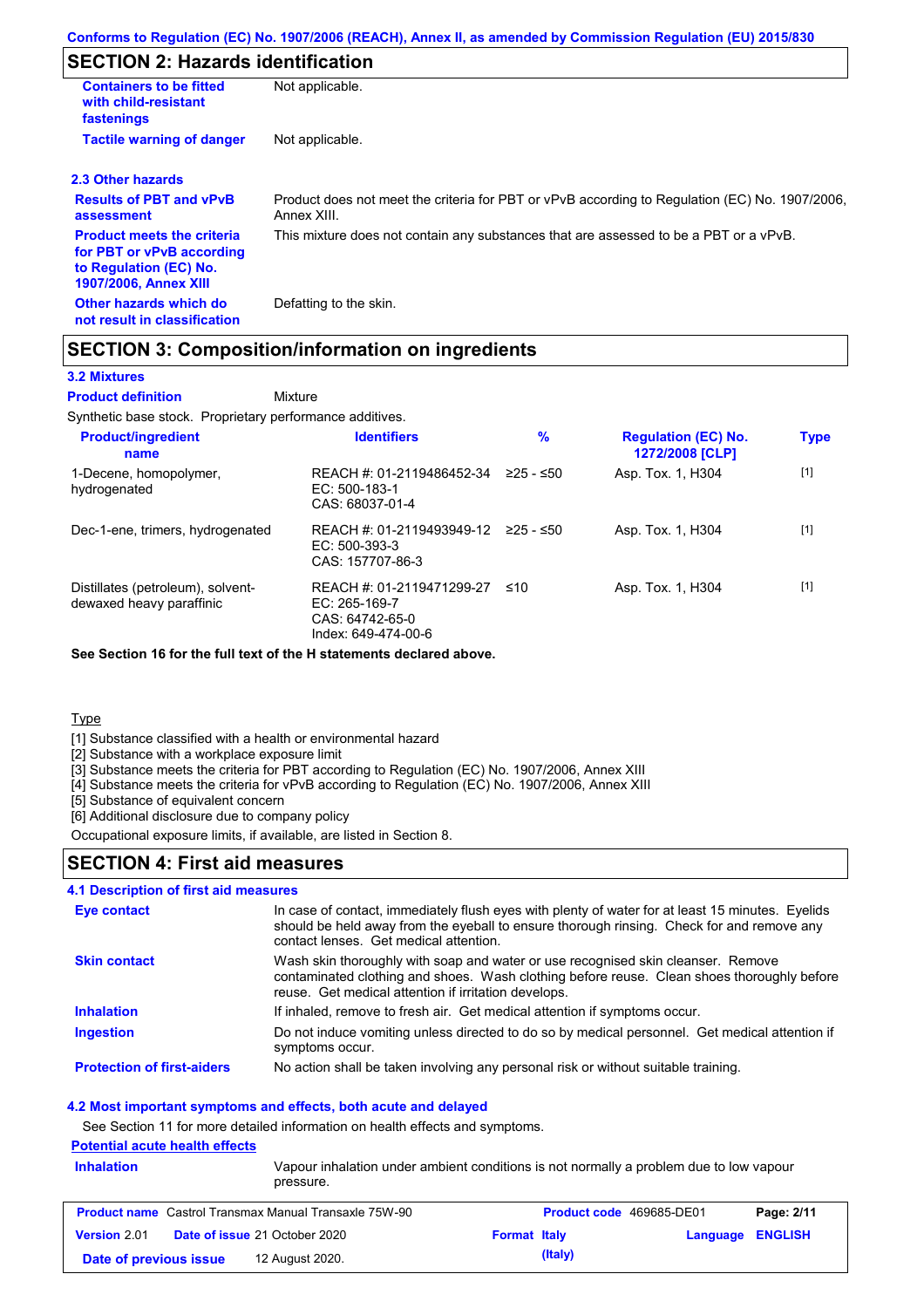## SECTION 2: Hazards identification

**Containers to be fitted with child-resistant fastenings** Not applicable.

**Tactile warning of danger** Not applicable.

### 2.3 Other hazards

**Results of PBT and vPvB assessment** Product does not meet the criteria for PBT or vPvB according to Regulation (EC) No. 1907/2006, Annex XIII.

**Product meets the criteria for PBT or vPvB according to Regulation (EC) No. 1907/2006, Annex XIII** This mixture does not contain any substances that are assessed to be a PBT or a vPvB.

**Other hazards which do not result in classification** Defatting to the skin.

## SECTION 3: Composition/information on ingredients

### 3.2 Mixtures

**Product definition** Mixture

Synthetic base stock. Proprietary performance additives.

| Product/ingredient name | Identifiers | % | Regulation (EC) No. 1272/2008 [CLP] | Type |
|---|---|---|---|---|
| 1-Decene, homopolymer, hydrogenated | REACH #: 01-2119486452-34<br>EC: 500-183-1<br>CAS: 68037-01-4 | ≥25 - ≤50 | Asp. Tox. 1, H304 | [1] |
| Dec-1-ene, trimers, hydrogenated | REACH #: 01-2119493949-12<br>EC: 500-393-3<br>CAS: 157707-86-3 | ≥25 - ≤50 | Asp. Tox. 1, H304 | [1] |
| Distillates (petroleum), solvent-dewaxed heavy paraffinic | REACH #: 01-2119471299-27<br>EC: 265-169-7<br>CAS: 64742-65-0<br>Index: 649-474-00-6 | ≤10 | Asp. Tox. 1, H304 | [1] |

**See Section 16 for the full text of the H statements declared above.**

Type

[1] Substance classified with a health or environmental hazard
[2] Substance with a workplace exposure limit
[3] Substance meets the criteria for PBT according to Regulation (EC) No. 1907/2006, Annex XIII
[4] Substance meets the criteria for vPvB according to Regulation (EC) No. 1907/2006, Annex XIII
[5] Substance of equivalent concern
[6] Additional disclosure due to company policy

Occupational exposure limits, if available, are listed in Section 8.

## SECTION 4: First aid measures

### 4.1 Description of first aid measures

**Eye contact** In case of contact, immediately flush eyes with plenty of water for at least 15 minutes. Eyelids should be held away from the eyeball to ensure thorough rinsing. Check for and remove any contact lenses. Get medical attention.

**Skin contact** Wash skin thoroughly with soap and water or use recognised skin cleanser. Remove contaminated clothing and shoes. Wash clothing before reuse. Clean shoes thoroughly before reuse. Get medical attention if irritation develops.

**Inhalation** If inhaled, remove to fresh air. Get medical attention if symptoms occur.

**Ingestion** Do not induce vomiting unless directed to do so by medical personnel. Get medical attention if symptoms occur.

**Protection of first-aiders** No action shall be taken involving any personal risk or without suitable training.

### 4.2 Most important symptoms and effects, both acute and delayed

See Section 11 for more detailed information on health effects and symptoms.

**Potential acute health effects**

**Inhalation** Vapour inhalation under ambient conditions is not normally a problem due to low vapour pressure.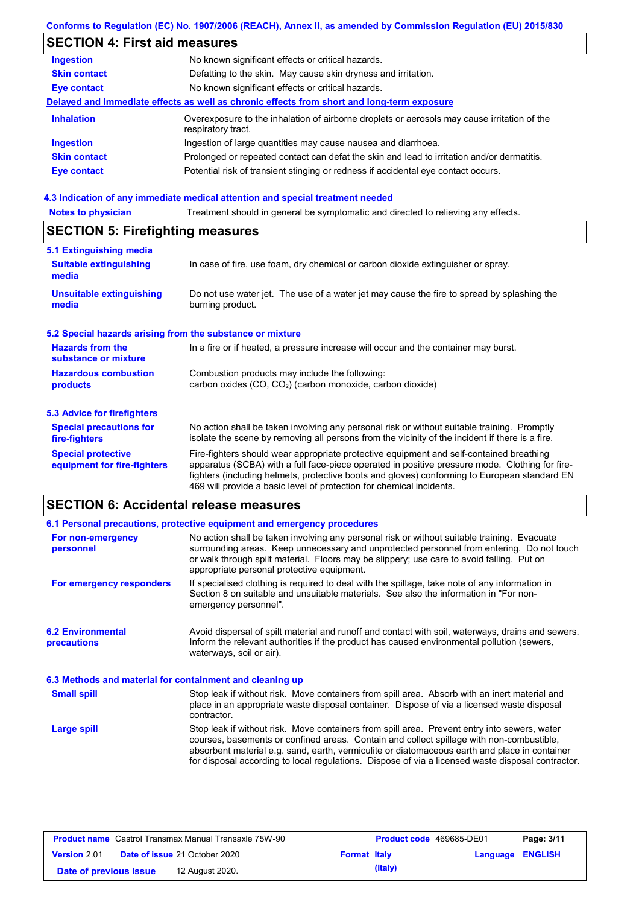Conforms to Regulation (EC) No. 1907/2006 (REACH), Annex II, as amended by Commission Regulation (EU) 2015/830

## SECTION 4: First aid measures

| | |
|---|---|
| **Ingestion** | No known significant effects or critical hazards. |
| **Skin contact** | Defatting to the skin. May cause skin dryness and irritation. |
| **Eye contact** | No known significant effects or critical hazards. |

**Delayed and immediate effects as well as chronic effects from short and long-term exposure**

| | |
|---|---|
| **Inhalation** | Overexposure to the inhalation of airborne droplets or aerosols may cause irritation of the respiratory tract. |
| **Ingestion** | Ingestion of large quantities may cause nausea and diarrhoea. |
| **Skin contact** | Prolonged or repeated contact can defat the skin and lead to irritation and/or dermatitis. |
| **Eye contact** | Potential risk of transient stinging or redness if accidental eye contact occurs. |

### 4.3 Indication of any immediate medical attention and special treatment needed

| | |
|---|---|
| **Notes to physician** | Treatment should in general be symptomatic and directed to relieving any effects. |

## SECTION 5: Firefighting measures

### 5.1 Extinguishing media

| | |
|---|---|
| **Suitable extinguishing media** | In case of fire, use foam, dry chemical or carbon dioxide extinguisher or spray. |
| **Unsuitable extinguishing media** | Do not use water jet. The use of a water jet may cause the fire to spread by splashing the burning product. |

### 5.2 Special hazards arising from the substance or mixture

| | |
|---|---|
| **Hazards from the substance or mixture** | In a fire or if heated, a pressure increase will occur and the container may burst. |
| **Hazardous combustion products** | Combustion products may include the following: carbon oxides (CO, $CO_2$) (carbon monoxide, carbon dioxide) |

### 5.3 Advice for firefighters

| | |
|---|---|
| **Special precautions for fire-fighters** | No action shall be taken involving any personal risk or without suitable training. Promptly isolate the scene by removing all persons from the vicinity of the incident if there is a fire. |
| **Special protective equipment for fire-fighters** | Fire-fighters should wear appropriate protective equipment and self-contained breathing apparatus (SCBA) with a full face-piece operated in positive pressure mode. Clothing for fire-fighters (including helmets, protective boots and gloves) conforming to European standard EN 469 will provide a basic level of protection for chemical incidents. |

## SECTION 6: Accidental release measures

### 6.1 Personal precautions, protective equipment and emergency procedures

| | |
|---|---|
| **For non-emergency personnel** | No action shall be taken involving any personal risk or without suitable training. Evacuate surrounding areas. Keep unnecessary and unprotected personnel from entering. Do not touch or walk through spilt material. Floors may be slippery; use care to avoid falling. Put on appropriate personal protective equipment. |
| **For emergency responders** | If specialised clothing is required to deal with the spillage, take note of any information in Section 8 on suitable and unsuitable materials. See also the information in "For non-emergency personnel". |

| | |
|---|---|
| **6.2 Environmental precautions** | Avoid dispersal of spilt material and runoff and contact with soil, waterways, drains and sewers. Inform the relevant authorities if the product has caused environmental pollution (sewers, waterways, soil or air). |

### 6.3 Methods and material for containment and cleaning up

| | |
|---|---|
| **Small spill** | Stop leak if without risk. Move containers from spill area. Absorb with an inert material and place in an appropriate waste disposal container. Dispose of via a licensed waste disposal contractor. |
| **Large spill** | Stop leak if without risk. Move containers from spill area. Prevent entry into sewers, water courses, basements or confined areas. Contain and collect spillage with non-combustible, absorbent material e.g. sand, earth, vermiculite or diatomaceous earth and place in container for disposal according to local regulations. Dispose of via a licensed waste disposal contractor. |

| | | | |
|---|---|---|---|
| **Product name** Castrol Transmax Manual Transaxle 75W-90 | | **Product code** 469685-DE01 | |
| **Version** 2.01 | **Date of issue** 21 October 2020 | **Format** Italy (Italy) | **Language** ENGLISH |
| **Date of previous issue** | 12 August 2020. | | |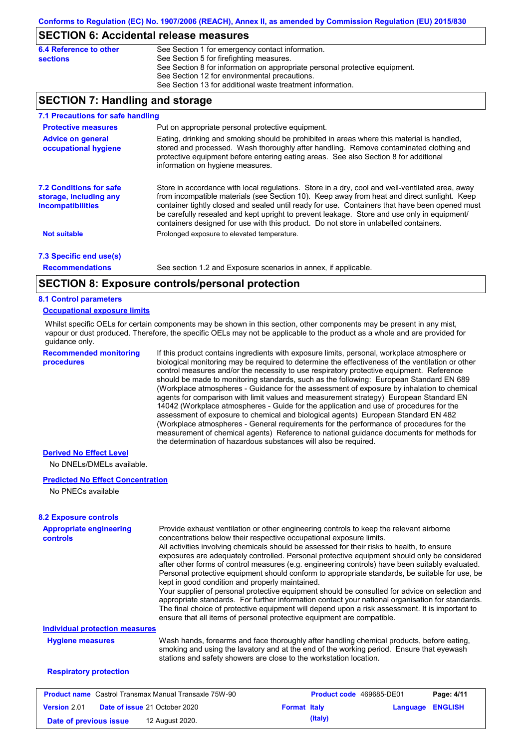## SECTION 6: Accidental release measures

**6.4 Reference to other sections**

See Section 1 for emergency contact information.
See Section 5 for firefighting measures.
See Section 8 for information on appropriate personal protective equipment.
See Section 12 for environmental precautions.
See Section 13 for additional waste treatment information.

## SECTION 7: Handling and storage

### 7.1 Precautions for safe handling

**Protective measures**

Put on appropriate personal protective equipment.

**Advice on general occupational hygiene**

Eating, drinking and smoking should be prohibited in areas where this material is handled, stored and processed. Wash thoroughly after handling. Remove contaminated clothing and protective equipment before entering eating areas. See also Section 8 for additional information on hygiene measures.

### 7.2 Conditions for safe storage, including any incompatibilities

Store in accordance with local regulations. Store in a dry, cool and well-ventilated area, away from incompatible materials (see Section 10). Keep away from heat and direct sunlight. Keep container tightly closed and sealed until ready for use. Containers that have been opened must be carefully resealed and kept upright to prevent leakage. Store and use only in equipment/ containers designed for use with this product. Do not store in unlabelled containers.

**Not suitable**

Prolonged exposure to elevated temperature.

### 7.3 Specific end use(s)

**Recommendations**

See section 1.2 and Exposure scenarios in annex, if applicable.

## SECTION 8: Exposure controls/personal protection

### 8.1 Control parameters

**Occupational exposure limits**

Whilst specific OELs for certain components may be shown in this section, other components may be present in any mist, vapour or dust produced. Therefore, the specific OELs may not be applicable to the product as a whole and are provided for guidance only.

**Recommended monitoring procedures**

If this product contains ingredients with exposure limits, personal, workplace atmosphere or biological monitoring may be required to determine the effectiveness of the ventilation or other control measures and/or the necessity to use respiratory protective equipment. Reference should be made to monitoring standards, such as the following: European Standard EN 689 (Workplace atmospheres - Guidance for the assessment of exposure by inhalation to chemical agents for comparison with limit values and measurement strategy) European Standard EN 14042 (Workplace atmospheres - Guide for the application and use of procedures for the assessment of exposure to chemical and biological agents) European Standard EN 482 (Workplace atmospheres - General requirements for the performance of procedures for the measurement of chemical agents) Reference to national guidance documents for methods for the determination of hazardous substances will also be required.

**Derived No Effect Level**

No DNELs/DMELs available.

**Predicted No Effect Concentration**

No PNECs available

### 8.2 Exposure controls

**Appropriate engineering controls**

Provide exhaust ventilation or other engineering controls to keep the relevant airborne concentrations below their respective occupational exposure limits.
All activities involving chemicals should be assessed for their risks to health, to ensure exposures are adequately controlled. Personal protective equipment should only be considered after other forms of control measures (e.g. engineering controls) have been suitably evaluated. Personal protective equipment should conform to appropriate standards, be suitable for use, be kept in good condition and properly maintained.
Your supplier of personal protective equipment should be consulted for advice on selection and appropriate standards. For further information contact your national organisation for standards. The final choice of protective equipment will depend upon a risk assessment. It is important to ensure that all items of personal protective equipment are compatible.

**Individual protection measures**

**Hygiene measures**

Wash hands, forearms and face thoroughly after handling chemical products, before eating, smoking and using the lavatory and at the end of the working period. Ensure that eyewash stations and safety showers are close to the workstation location.

**Respiratory protection**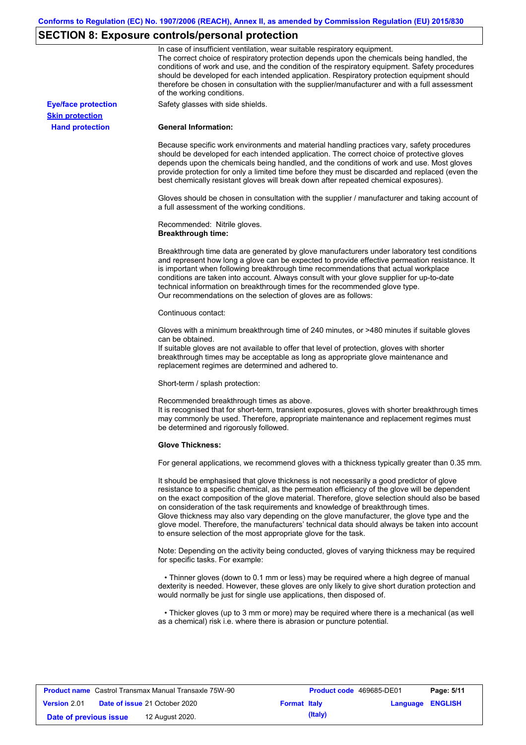## SECTION 8: Exposure controls/personal protection

In case of insufficient ventilation, wear suitable respiratory equipment.
The correct choice of respiratory protection depends upon the chemicals being handled, the conditions of work and use, and the condition of the respiratory equipment. Safety procedures should be developed for each intended application. Respiratory protection equipment should therefore be chosen in consultation with the supplier/manufacturer and with a full assessment of the working conditions.

**Eye/face protection**

Safety glasses with side shields.

**Skin protection**

**Hand protection**

**General Information:**

Because specific work environments and material handling practices vary, safety procedures should be developed for each intended application. The correct choice of protective gloves depends upon the chemicals being handled, and the conditions of work and use. Most gloves provide protection for only a limited time before they must be discarded and replaced (even the best chemically resistant gloves will break down after repeated chemical exposures).

Gloves should be chosen in consultation with the supplier / manufacturer and taking account of a full assessment of the working conditions.

Recommended: Nitrile gloves.
**Breakthrough time:**

Breakthrough time data are generated by glove manufacturers under laboratory test conditions and represent how long a glove can be expected to provide effective permeation resistance. It is important when following breakthrough time recommendations that actual workplace conditions are taken into account. Always consult with your glove supplier for up-to-date technical information on breakthrough times for the recommended glove type.
Our recommendations on the selection of gloves are as follows:

Continuous contact:

Gloves with a minimum breakthrough time of 240 minutes, or >480 minutes if suitable gloves can be obtained.
If suitable gloves are not available to offer that level of protection, gloves with shorter breakthrough times may be acceptable as long as appropriate glove maintenance and replacement regimes are determined and adhered to.

Short-term / splash protection:

Recommended breakthrough times as above.
It is recognised that for short-term, transient exposures, gloves with shorter breakthrough times may commonly be used. Therefore, appropriate maintenance and replacement regimes must be determined and rigorously followed.

**Glove Thickness:**

For general applications, we recommend gloves with a thickness typically greater than 0.35 mm.

It should be emphasised that glove thickness is not necessarily a good predictor of glove resistance to a specific chemical, as the permeation efficiency of the glove will be dependent on the exact composition of the glove material. Therefore, glove selection should also be based on consideration of the task requirements and knowledge of breakthrough times.
Glove thickness may also vary depending on the glove manufacturer, the glove type and the glove model. Therefore, the manufacturers' technical data should always be taken into account to ensure selection of the most appropriate glove for the task.

Note: Depending on the activity being conducted, gloves of varying thickness may be required for specific tasks. For example:

- Thinner gloves (down to 0.1 mm or less) may be required where a high degree of manual dexterity is needed. However, these gloves are only likely to give short duration protection and would normally be just for single use applications, then disposed of.

- Thicker gloves (up to 3 mm or more) may be required where there is a mechanical (as well as a chemical) risk i.e. where there is abrasion or puncture potential.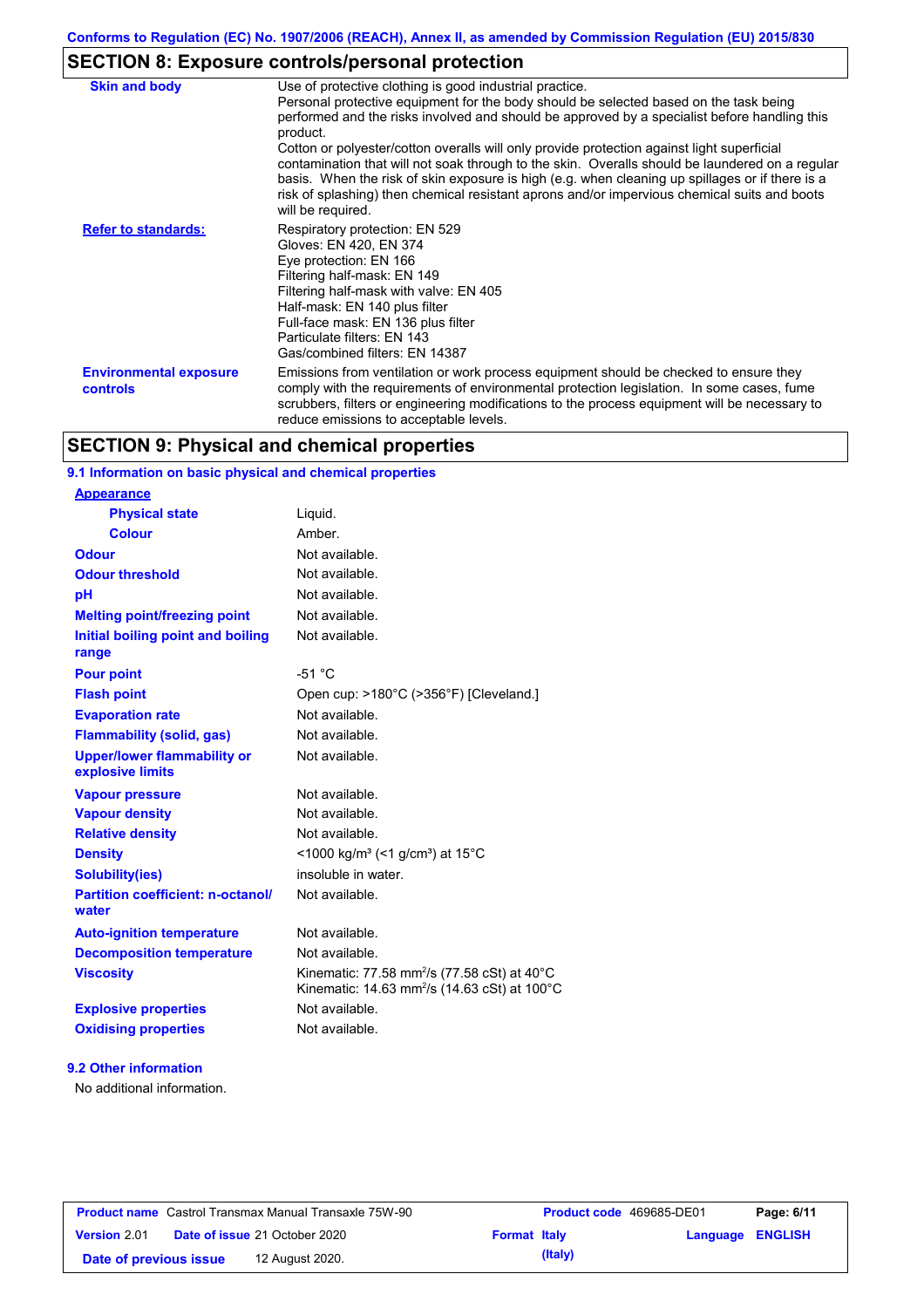## SECTION 8: Exposure controls/personal protection

| | |
|---|---|
| **Skin and body** | Use of protective clothing is good industrial practice. Personal protective equipment for the body should be selected based on the task being performed and the risks involved and should be approved by a specialist before handling this product. Cotton or polyester/cotton overalls will only provide protection against light superficial contamination that will not soak through to the skin. Overalls should be laundered on a regular basis. When the risk of skin exposure is high (e.g. when cleaning up spillages or if there is a risk of splashing) then chemical resistant aprons and/or impervious chemical suits and boots will be required. |
| **Refer to standards:** | Respiratory protection: EN 529<br>Gloves: EN 420, EN 374<br>Eye protection: EN 166<br>Filtering half-mask: EN 149<br>Filtering half-mask with valve: EN 405<br>Half-mask: EN 140 plus filter<br>Full-face mask: EN 136 plus filter<br>Particulate filters: EN 143<br>Gas/combined filters: EN 14387 |
| **Environmental exposure controls** | Emissions from ventilation or work process equipment should be checked to ensure they comply with the requirements of environmental protection legislation. In some cases, fume scrubbers, filters or engineering modifications to the process equipment will be necessary to reduce emissions to acceptable levels. |

## SECTION 9: Physical and chemical properties

### 9.1 Information on basic physical and chemical properties

| | |
|---|---|
| **Appearance** | |
| **Physical state** | Liquid. |
| **Colour** | Amber. |
| **Odour** | Not available. |
| **Odour threshold** | Not available. |
| **pH** | Not available. |
| **Melting point/freezing point** | Not available. |
| **Initial boiling point and boiling range** | Not available. |
| **Pour point** | -51 °C |
| **Flash point** | Open cup: >180°C (>356°F) [Cleveland.] |
| **Evaporation rate** | Not available. |
| **Flammability (solid, gas)** | Not available. |
| **Upper/lower flammability or explosive limits** | Not available. |
| **Vapour pressure** | Not available. |
| **Vapour density** | Not available. |
| **Relative density** | Not available. |
| **Density** | <1000 kg/m³ (<1 g/cm³) at 15°C |
| **Solubility(ies)** | insoluble in water. |
| **Partition coefficient: n-octanol/water** | Not available. |
| **Auto-ignition temperature** | Not available. |
| **Decomposition temperature** | Not available. |
| **Viscosity** | Kinematic: 77.58 mm²/s (77.58 cSt) at 40°C<br>Kinematic: 14.63 mm²/s (14.63 cSt) at 100°C |
| **Explosive properties** | Not available. |
| **Oxidising properties** | Not available. |

### 9.2 Other information

No additional information.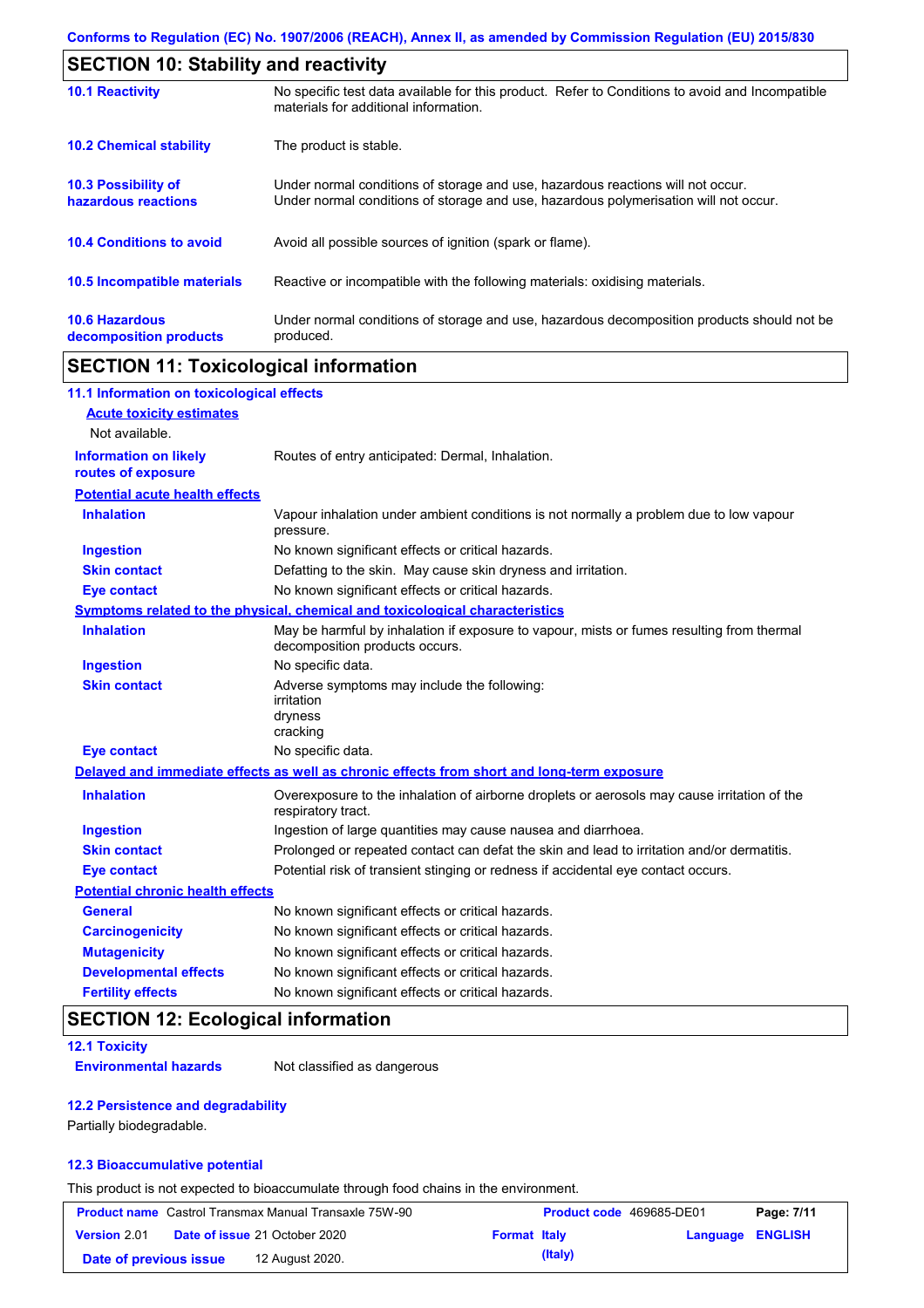## SECTION 10: Stability and reactivity

| | |
|---|---|
| **10.1 Reactivity** | No specific test data available for this product. Refer to Conditions to avoid and Incompatible materials for additional information. |
| **10.2 Chemical stability** | The product is stable. |
| **10.3 Possibility of hazardous reactions** | Under normal conditions of storage and use, hazardous reactions will not occur. Under normal conditions of storage and use, hazardous polymerisation will not occur. |
| **10.4 Conditions to avoid** | Avoid all possible sources of ignition (spark or flame). |
| **10.5 Incompatible materials** | Reactive or incompatible with the following materials: oxidising materials. |
| **10.6 Hazardous decomposition products** | Under normal conditions of storage and use, hazardous decomposition products should not be produced. |

## SECTION 11: Toxicological information

### 11.1 Information on toxicological effects

**Acute toxicity estimates**

Not available.

**Information on likely routes of exposure**: Routes of entry anticipated: Dermal, Inhalation.

**Potential acute health effects**

| | |
|---|---|
| **Inhalation** | Vapour inhalation under ambient conditions is not normally a problem due to low vapour pressure. |
| **Ingestion** | No known significant effects or critical hazards. |
| **Skin contact** | Defatting to the skin. May cause skin dryness and irritation. |
| **Eye contact** | No known significant effects or critical hazards. |

**Symptoms related to the physical, chemical and toxicological characteristics**

| | |
|---|---|
| **Inhalation** | May be harmful by inhalation if exposure to vapour, mists or fumes resulting from thermal decomposition products occurs. |
| **Ingestion** | No specific data. |
| **Skin contact** | Adverse symptoms may include the following: irritation dryness cracking |
| **Eye contact** | No specific data. |

**Delayed and immediate effects as well as chronic effects from short and long-term exposure**

| | |
|---|---|
| **Inhalation** | Overexposure to the inhalation of airborne droplets or aerosols may cause irritation of the respiratory tract. |
| **Ingestion** | Ingestion of large quantities may cause nausea and diarrhoea. |
| **Skin contact** | Prolonged or repeated contact can defat the skin and lead to irritation and/or dermatitis. |
| **Eye contact** | Potential risk of transient stinging or redness if accidental eye contact occurs. |

**Potential chronic health effects**

| | |
|---|---|
| **General** | No known significant effects or critical hazards. |
| **Carcinogenicity** | No known significant effects or critical hazards. |
| **Mutagenicity** | No known significant effects or critical hazards. |
| **Developmental effects** | No known significant effects or critical hazards. |
| **Fertility effects** | No known significant effects or critical hazards. |

## SECTION 12: Ecological information

### 12.1 Toxicity

**Environmental hazards**: Not classified as dangerous

### 12.2 Persistence and degradability

Partially biodegradable.

### 12.3 Bioaccumulative potential

This product is not expected to bioaccumulate through food chains in the environment.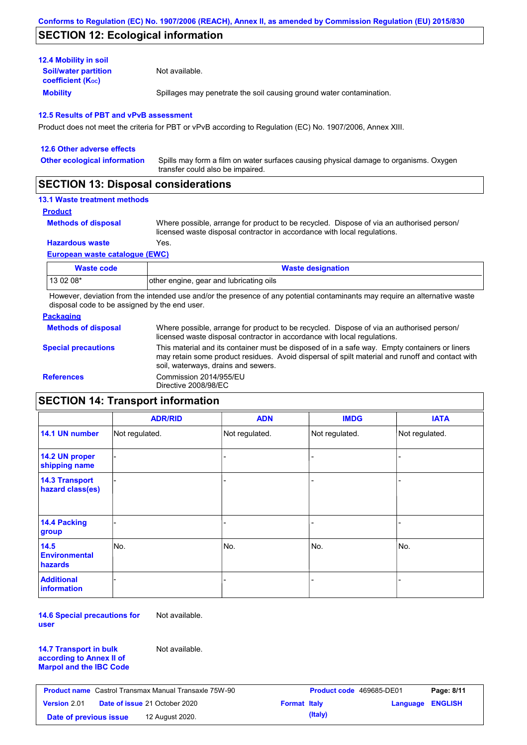Conforms to Regulation (EC) No. 1907/2006 (REACH), Annex II, as amended by Commission Regulation (EU) 2015/830

## SECTION 12: Ecological information

### 12.4 Mobility in soil

**Soil/water partition coefficient ($K_{OC}$)**: Not available.

**Mobility**: Spillages may penetrate the soil causing ground water contamination.

### 12.5 Results of PBT and vPvB assessment

Product does not meet the criteria for PBT or vPvB according to Regulation (EC) No. 1907/2006, Annex XIII.

### 12.6 Other adverse effects

**Other ecological information**: Spills may form a film on water surfaces causing physical damage to organisms. Oxygen transfer could also be impaired.

## SECTION 13: Disposal considerations

### 13.1 Waste treatment methods

**Product**

**Methods of disposal**: Where possible, arrange for product to be recycled. Dispose of via an authorised person/ licensed waste disposal contractor in accordance with local regulations.

**Hazardous waste**: Yes.

**European waste catalogue (EWC)**

| Waste code | Waste designation |
|---|---|
| 13 02 08* | other engine, gear and lubricating oils |

However, deviation from the intended use and/or the presence of any potential contaminants may require an alternative waste disposal code to be assigned by the end user.

**Packaging**

**Methods of disposal**: Where possible, arrange for product to be recycled. Dispose of via an authorised person/ licensed waste disposal contractor in accordance with local regulations.

**Special precautions**: This material and its container must be disposed of in a safe way. Empty containers or liners may retain some product residues. Avoid dispersal of spilt material and runoff and contact with soil, waterways, drains and sewers.

**References**: Commission 2014/955/EU
Directive 2008/98/EC

## SECTION 14: Transport information

| | ADR/RID | ADN | IMDG | IATA |
|---|---|---|---|---|
| 14.1 UN number | Not regulated. | Not regulated. | Not regulated. | Not regulated. |
| 14.2 UN proper shipping name | - | - | - | - |
| 14.3 Transport hazard class(es) | - | - | - | - |
| 14.4 Packing group | - | - | - | - |
| 14.5 Environmental hazards | No. | No. | No. | No. |
| Additional information | - | - | - | - |

**14.6 Special precautions for user**: Not available.

**14.7 Transport in bulk according to Annex II of Marpol and the IBC Code**: Not available.

| Product name | Castrol Transmax Manual Transaxle 75W-90 | Product code | 469685-DE01 |
|---|---|---|---|
| Version | 2.01 | Date of issue | 21 October 2020 |
| Format | Italy (Italy) | Language | ENGLISH |
| Date of previous issue | 12 August 2020. | | |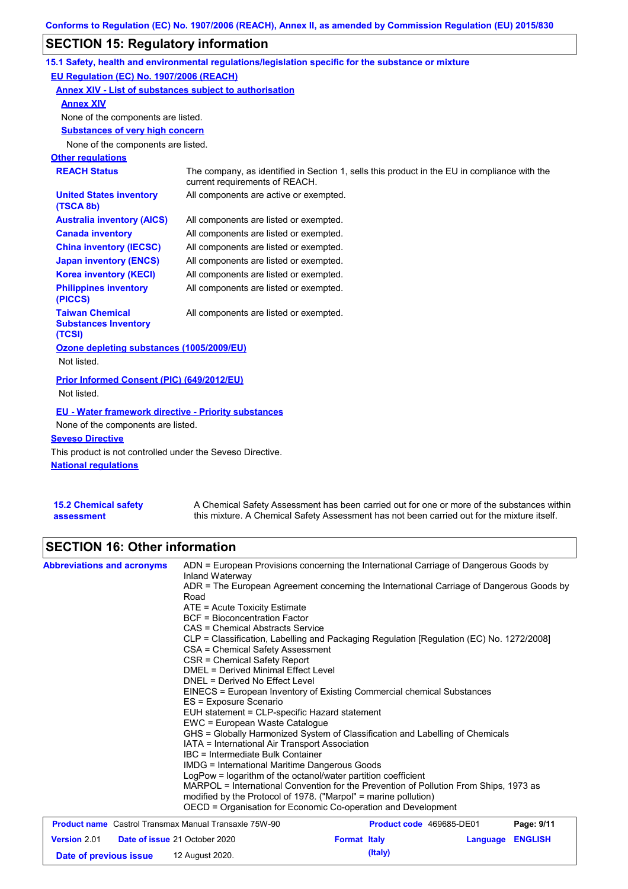## SECTION 15: Regulatory information

### 15.1 Safety, health and environmental regulations/legislation specific for the substance or mixture

**EU Regulation (EC) No. 1907/2006 (REACH)**

**Annex XIV - List of substances subject to authorisation**

**Annex XIV**

None of the components are listed.

**Substances of very high concern**

None of the components are listed.

**Other regulations**

| | |
|---|---|
| **REACH Status** | The company, as identified in Section 1, sells this product in the EU in compliance with the current requirements of REACH. |
| **United States inventory (TSCA 8b)** | All components are active or exempted. |
| **Australia inventory (AICS)** | All components are listed or exempted. |
| **Canada inventory** | All components are listed or exempted. |
| **China inventory (IECSC)** | All components are listed or exempted. |
| **Japan inventory (ENCS)** | All components are listed or exempted. |
| **Korea inventory (KECI)** | All components are listed or exempted. |
| **Philippines inventory (PICCS)** | All components are listed or exempted. |
| **Taiwan Chemical Substances Inventory (TCSI)** | All components are listed or exempted. |

**Ozone depleting substances (1005/2009/EU)**

Not listed.

**Prior Informed Consent (PIC) (649/2012/EU)**

Not listed.

**EU - Water framework directive - Priority substances**

None of the components are listed.

**Seveso Directive**

This product is not controlled under the Seveso Directive.

**National regulations**

**15.2 Chemical safety assessment**

A Chemical Safety Assessment has been carried out for one or more of the substances within this mixture. A Chemical Safety Assessment has not been carried out for the mixture itself.

## SECTION 16: Other information

**Abbreviations and acronyms**

ADN = European Provisions concerning the International Carriage of Dangerous Goods by Inland Waterway
ADR = The European Agreement concerning the International Carriage of Dangerous Goods by Road
ATE = Acute Toxicity Estimate
BCF = Bioconcentration Factor
CAS = Chemical Abstracts Service
CLP = Classification, Labelling and Packaging Regulation [Regulation (EC) No. 1272/2008]
CSA = Chemical Safety Assessment
CSR = Chemical Safety Report
DMEL = Derived Minimal Effect Level
DNEL = Derived No Effect Level
EINECS = European Inventory of Existing Commercial chemical Substances
ES = Exposure Scenario
EUH statement = CLP-specific Hazard statement
EWC = European Waste Catalogue
GHS = Globally Harmonized System of Classification and Labelling of Chemicals
IATA = International Air Transport Association
IBC = Intermediate Bulk Container
IMDG = International Maritime Dangerous Goods
LogPow = logarithm of the octanol/water partition coefficient
MARPOL = International Convention for the Prevention of Pollution From Ships, 1973 as modified by the Protocol of 1978. ("Marpol" = marine pollution)
OECD = Organisation for Economic Co-operation and Development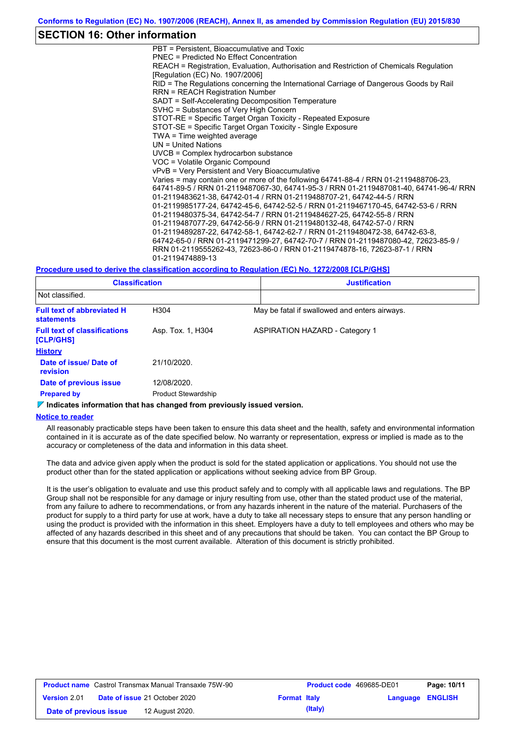## SECTION 16: Other information

PBT = Persistent, Bioaccumulative and Toxic
PNEC = Predicted No Effect Concentration
REACH = Registration, Evaluation, Authorisation and Restriction of Chemicals Regulation [Regulation (EC) No. 1907/2006]
RID = The Regulations concerning the International Carriage of Dangerous Goods by Rail
RRN = REACH Registration Number
SADT = Self-Accelerating Decomposition Temperature
SVHC = Substances of Very High Concern
STOT-RE = Specific Target Organ Toxicity - Repeated Exposure
STOT-SE = Specific Target Organ Toxicity - Single Exposure
TWA = Time weighted average
UN = United Nations
UVCB = Complex hydrocarbon substance
VOC = Volatile Organic Compound
vPvB = Very Persistent and Very Bioaccumulative
Varies = may contain one or more of the following 64741-88-4 / RRN 01-2119488706-23, 64741-89-5 / RRN 01-2119487067-30, 64741-95-3 / RRN 01-2119487081-40, 64741-96-4/ RRN 01-2119483621-38, 64742-01-4 / RRN 01-2119488707-21, 64742-44-5 / RRN 01-2119985177-24, 64742-45-6, 64742-52-5 / RRN 01-2119467170-45, 64742-53-6 / RRN 01-2119480375-34, 64742-54-7 / RRN 01-2119484627-25, 64742-55-8 / RRN 01-2119487077-29, 64742-56-9 / RRN 01-2119480132-48, 64742-57-0 / RRN 01-2119489287-22, 64742-58-1, 64742-62-7 / RRN 01-2119480472-38, 64742-63-8, 64742-65-0 / RRN 01-2119471299-27, 64742-70-7 / RRN 01-2119487080-42, 72623-85-9 / RRN 01-2119555262-43, 72623-86-0 / RRN 01-2119474878-16, 72623-87-1 / RRN 01-2119474889-13

**Procedure used to derive the classification according to Regulation (EC) No. 1272/2008 [CLP/GHS]**

| Classification | Justification |
|---|---|
| Not classified. | |

**Full text of abbreviated H statements** — H304 — May be fatal if swallowed and enters airways.

**Full text of classifications [CLP/GHS]** — Asp. Tox. 1, H304 — ASPIRATION HAZARD - Category 1

**History**

**Date of issue/ Date of revision** — 21/10/2020.

**Date of previous issue** — 12/08/2020.

**Prepared by** — Product Stewardship

**Indicates information that has changed from previously issued version.**

**Notice to reader**

All reasonably practicable steps have been taken to ensure this data sheet and the health, safety and environmental information contained in it is accurate as of the date specified below. No warranty or representation, express or implied is made as to the accuracy or completeness of the data and information in this data sheet.

The data and advice given apply when the product is sold for the stated application or applications. You should not use the product other than for the stated application or applications without seeking advice from BP Group.

It is the user's obligation to evaluate and use this product safely and to comply with all applicable laws and regulations. The BP Group shall not be responsible for any damage or injury resulting from use, other than the stated product use of the material, from any failure to adhere to recommendations, or from any hazards inherent in the nature of the material. Purchasers of the product for supply to a third party for use at work, have a duty to take all necessary steps to ensure that any person handling or using the product is provided with the information in this sheet. Employers have a duty to tell employees and others who may be affected of any hazards described in this sheet and of any precautions that should be taken. You can contact the BP Group to ensure that this document is the most current available. Alteration of this document is strictly prohibited.